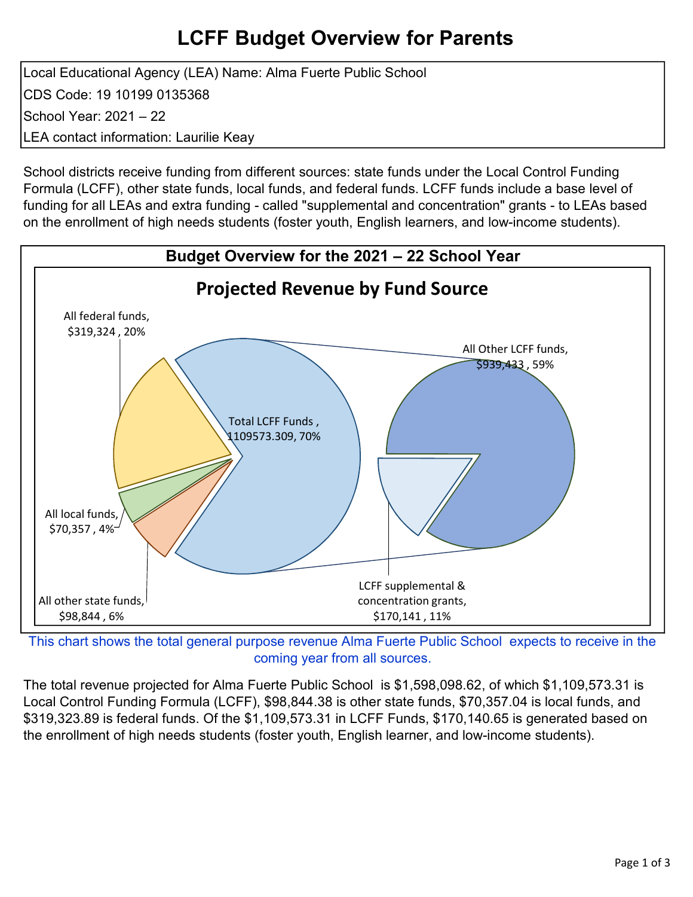# LCFF Budget Overview for Parents

Local Educational Agency (LEA) Name: Alma Fuerte Public School

CDS Code: 19 10199 0135368

School Year: 2021 – 22

LEA contact information: Laurilie Keay

School districts receive funding from different sources: state funds under the Local Control Funding Formula (LCFF), other state funds, local funds, and federal funds. LCFF funds include a base level of funding for all LEAs and extra funding - called "supplemental and concentration" grants - to LEAs based on the enrollment of high needs students (foster youth, English learners, and low-income students).

## Budget Overview for the 2021 – 22 School Year

### Projected Revenue by Fund Source

All federal funds, $319,324 , 20%

Total LCFF Funds , 1109573.309, 70%

All Other LCFF funds, $939,433 , 59%

All local funds, $70,357 , 4%

All other state funds, $98,844 , 6%

LCFF supplemental & concentration grants, $170,141 , 11%

This chart shows the total general purpose revenue Alma Fuerte Public School expects to receive in the coming year from all sources.

The total revenue projected for Alma Fuerte Public School is $1,598,098.62, of which $1,109,573.31 is Local Control Funding Formula (LCFF), $98,844.38 is other state funds, $70,357.04 is local funds, and $319,323.89 is federal funds. Of the $1,109,573.31 in LCFF Funds, $170,140.65 is generated based on the enrollment of high needs students (foster youth, English learner, and low-income students).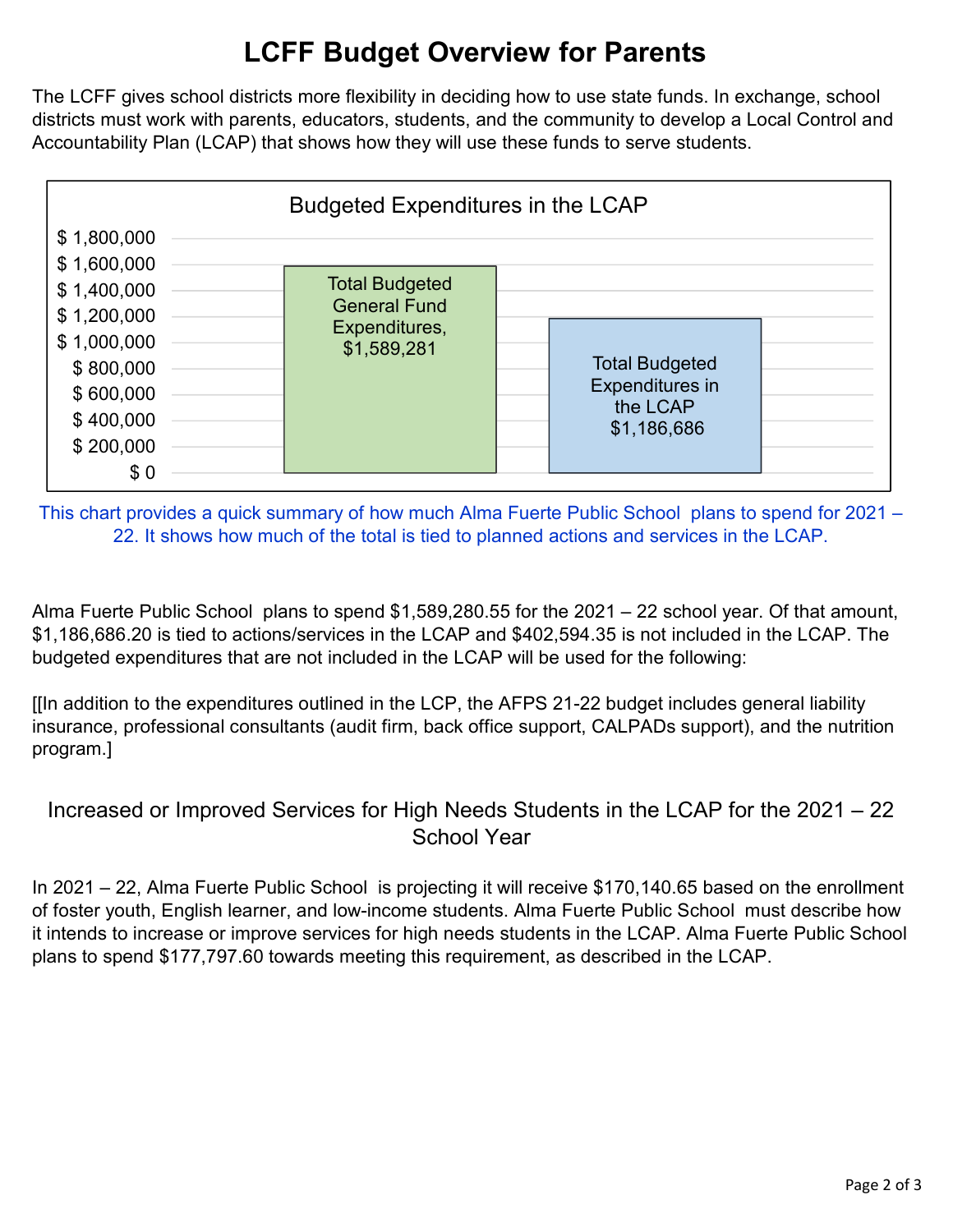# LCFF Budget Overview for Parents

The LCFF gives school districts more flexibility in deciding how to use state funds. In exchange, school districts must work with parents, educators, students, and the community to develop a Local Control and Accountability Plan (LCAP) that shows how they will use these funds to serve students.

**Budgeted Expenditures in the LCAP**

| Category | Amount |
| --- | --- |
| Total Budgeted General Fund Expenditures | $1,589,281 |
| Total Budgeted Expenditures in the LCAP | $1,186,686 |

This chart provides a quick summary of how much Alma Fuerte Public School plans to spend for 2021 – 22. It shows how much of the total is tied to planned actions and services in the LCAP.

Alma Fuerte Public School plans to spend $1,589,280.55 for the 2021 – 22 school year. Of that amount, $1,186,686.20 is tied to actions/services in the LCAP and $402,594.35 is not included in the LCAP. The budgeted expenditures that are not included in the LCAP will be used for the following:

[[In addition to the expenditures outlined in the LCP, the AFPS 21-22 budget includes general liability insurance, professional consultants (audit firm, back office support, CALPADs support), and the nutrition program.]

## Increased or Improved Services for High Needs Students in the LCAP for the 2021 – 22 School Year

In 2021 – 22, Alma Fuerte Public School is projecting it will receive $170,140.65 based on the enrollment of foster youth, English learner, and low-income students. Alma Fuerte Public School must describe how it intends to increase or improve services for high needs students in the LCAP. Alma Fuerte Public School plans to spend $177,797.60 towards meeting this requirement, as described in the LCAP.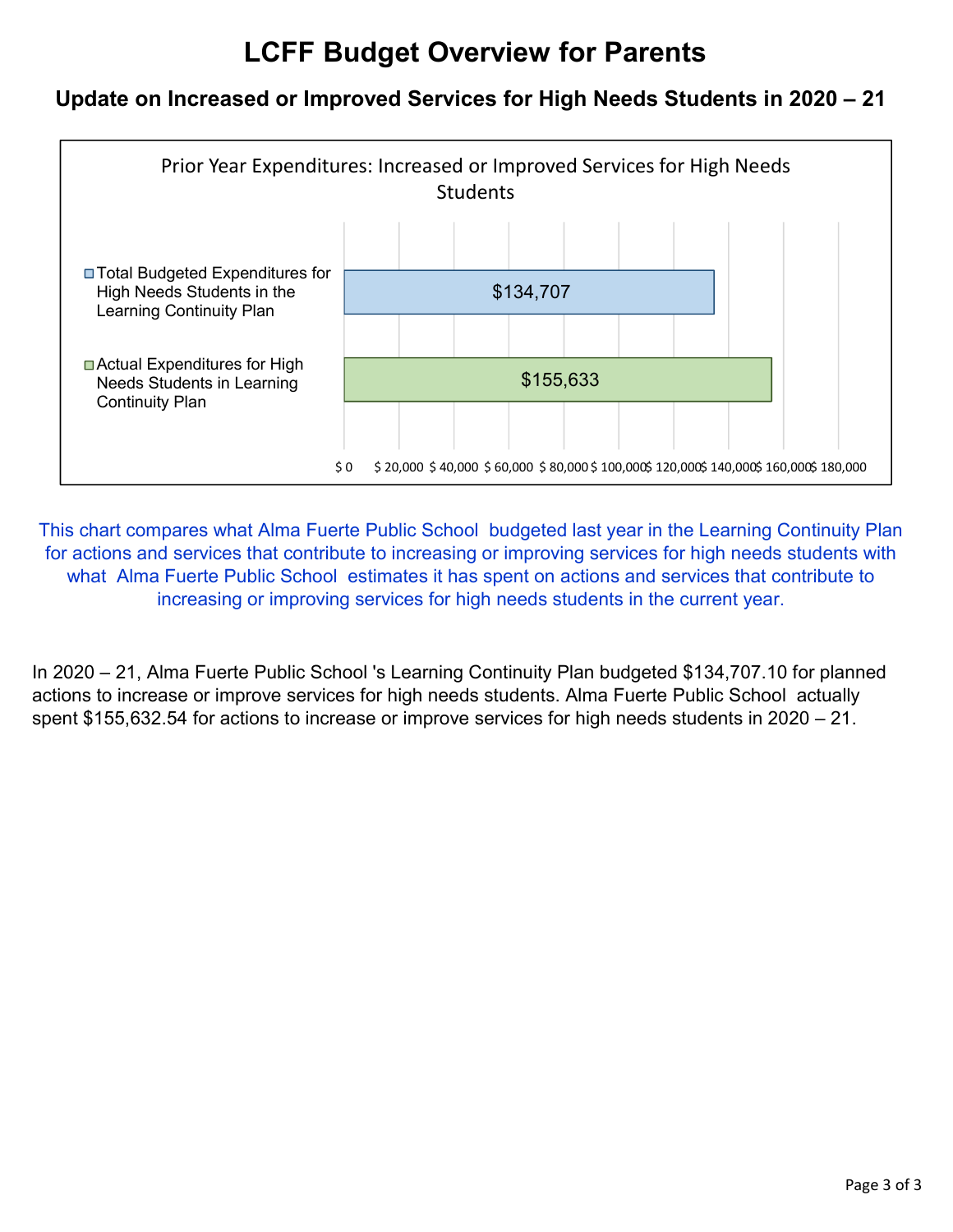# LCFF Budget Overview for Parents

## Update on Increased or Improved Services for High Needs Students in 2020 – 21

Prior Year Expenditures: Increased or Improved Services for High Needs Students

Total Budgeted Expenditures for High Needs Students in the Learning Continuity Plan

$134,707

Actual Expenditures for High Needs Students in Learning Continuity Plan

$155,633

$ 0 $ 20,000 $ 40,000 $ 60,000 $ 80,000 $ 100,000 $ 120,000 $ 140,000 $ 160,000 $ 180,000

This chart compares what Alma Fuerte Public School budgeted last year in the Learning Continuity Plan for actions and services that contribute to increasing or improving services for high needs students with what Alma Fuerte Public School estimates it has spent on actions and services that contribute to increasing or improving services for high needs students in the current year.

In 2020 – 21, Alma Fuerte Public School 's Learning Continuity Plan budgeted $134,707.10 for planned actions to increase or improve services for high needs students. Alma Fuerte Public School actually spent $155,632.54 for actions to increase or improve services for high needs students in 2020 – 21.